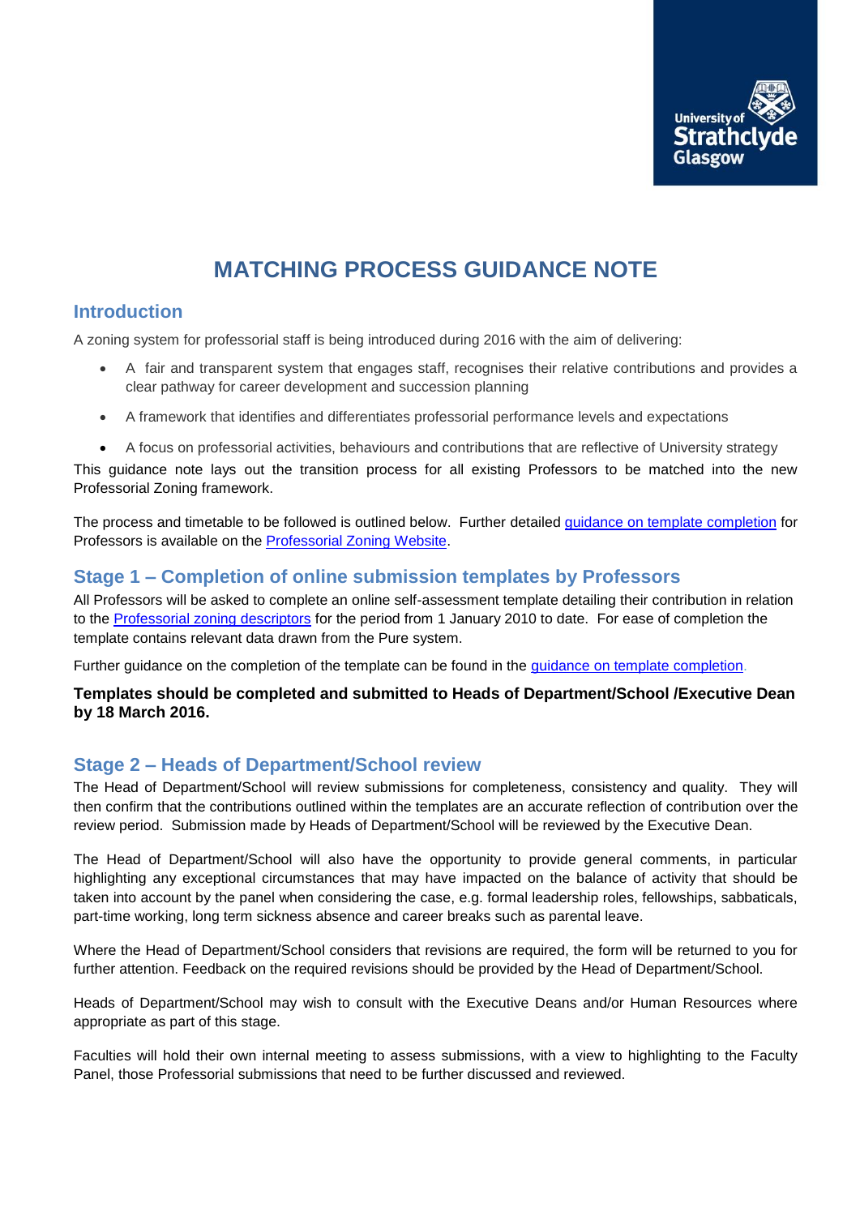# MATCHING PROCESS GUIDANCE NOTE

## Introduction

A zoning system for professorial staff is being introduced during 2016 with the aim of delivering:

- A fair and transparent system that engages staff, recognises their relative contributions and provides a clear pathway for career development and succession planning
- A framework that identifies and differentiates professorial performance levels and expectations
- A focus on professorial activities, behaviours and contributions that are reflective of University strategy

This guidance note lays out the transition process for all existing Professors to be matched into the new Professorial Zoning framework.

The process and timetable to be followed is outlined below. Further detailed guidance on template completion for Professors is available on the Professorial Zoning Website.

## Stage 1 – Completion of online submission templates by Professors

All Professors will be asked to complete an online self-assessment template detailing their contribution in relation to the Professorial zoning descriptors for the period from 1 January 2010 to date. For ease of completion the template contains relevant data drawn from the Pure system.

Further guidance on the completion of the template can be found in the guidance on template completion.

**Templates should be completed and submitted to Heads of Department/School /Executive Dean by 18 March 2016.**

## Stage 2 – Heads of Department/School review

The Head of Department/School will review submissions for completeness, consistency and quality. They will then confirm that the contributions outlined within the templates are an accurate reflection of contribution over the review period. Submission made by Heads of Department/School will be reviewed by the Executive Dean.

The Head of Department/School will also have the opportunity to provide general comments, in particular highlighting any exceptional circumstances that may have impacted on the balance of activity that should be taken into account by the panel when considering the case, e.g. formal leadership roles, fellowships, sabbaticals, part-time working, long term sickness absence and career breaks such as parental leave.

Where the Head of Department/School considers that revisions are required, the form will be returned to you for further attention. Feedback on the required revisions should be provided by the Head of Department/School.

Heads of Department/School may wish to consult with the Executive Deans and/or Human Resources where appropriate as part of this stage.

Faculties will hold their own internal meeting to assess submissions, with a view to highlighting to the Faculty Panel, those Professorial submissions that need to be further discussed and reviewed.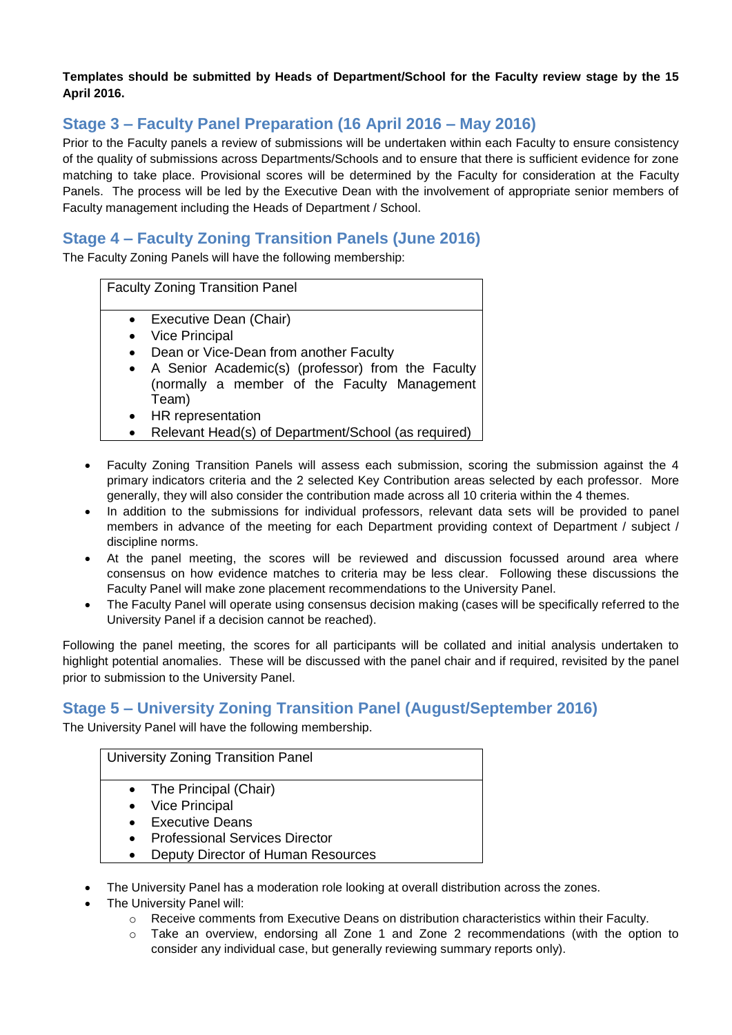**Templates should be submitted by Heads of Department/School for the Faculty review stage by the 15 April 2016.**

## Stage 3 – Faculty Panel Preparation (16 April 2016 – May 2016)

Prior to the Faculty panels a review of submissions will be undertaken within each Faculty to ensure consistency of the quality of submissions across Departments/Schools and to ensure that there is sufficient evidence for zone matching to take place. Provisional scores will be determined by the Faculty for consideration at the Faculty Panels. The process will be led by the Executive Dean with the involvement of appropriate senior members of Faculty management including the Heads of Department / School.

## Stage 4 – Faculty Zoning Transition Panels (June 2016)

The Faculty Zoning Panels will have the following membership:

| Faculty Zoning Transition Panel |
|---|
| • Executive Dean (Chair)<br>• Vice Principal<br>• Dean or Vice-Dean from another Faculty<br>• A Senior Academic(s) (professor) from the Faculty (normally a member of the Faculty Management Team)<br>• HR representation<br>• Relevant Head(s) of Department/School (as required) |

- Faculty Zoning Transition Panels will assess each submission, scoring the submission against the 4 primary indicators criteria and the 2 selected Key Contribution areas selected by each professor. More generally, they will also consider the contribution made across all 10 criteria within the 4 themes.
- In addition to the submissions for individual professors, relevant data sets will be provided to panel members in advance of the meeting for each Department providing context of Department / subject / discipline norms.
- At the panel meeting, the scores will be reviewed and discussion focussed around area where consensus on how evidence matches to criteria may be less clear. Following these discussions the Faculty Panel will make zone placement recommendations to the University Panel.
- The Faculty Panel will operate using consensus decision making (cases will be specifically referred to the University Panel if a decision cannot be reached).

Following the panel meeting, the scores for all participants will be collated and initial analysis undertaken to highlight potential anomalies. These will be discussed with the panel chair and if required, revisited by the panel prior to submission to the University Panel.

## Stage 5 – University Zoning Transition Panel (August/September 2016)

The University Panel will have the following membership.

| University Zoning Transition Panel |
|---|
| • The Principal (Chair)<br>• Vice Principal<br>• Executive Deans<br>• Professional Services Director<br>• Deputy Director of Human Resources |

- The University Panel has a moderation role looking at overall distribution across the zones.
- The University Panel will:
  - Receive comments from Executive Deans on distribution characteristics within their Faculty.
  - Take an overview, endorsing all Zone 1 and Zone 2 recommendations (with the option to consider any individual case, but generally reviewing summary reports only).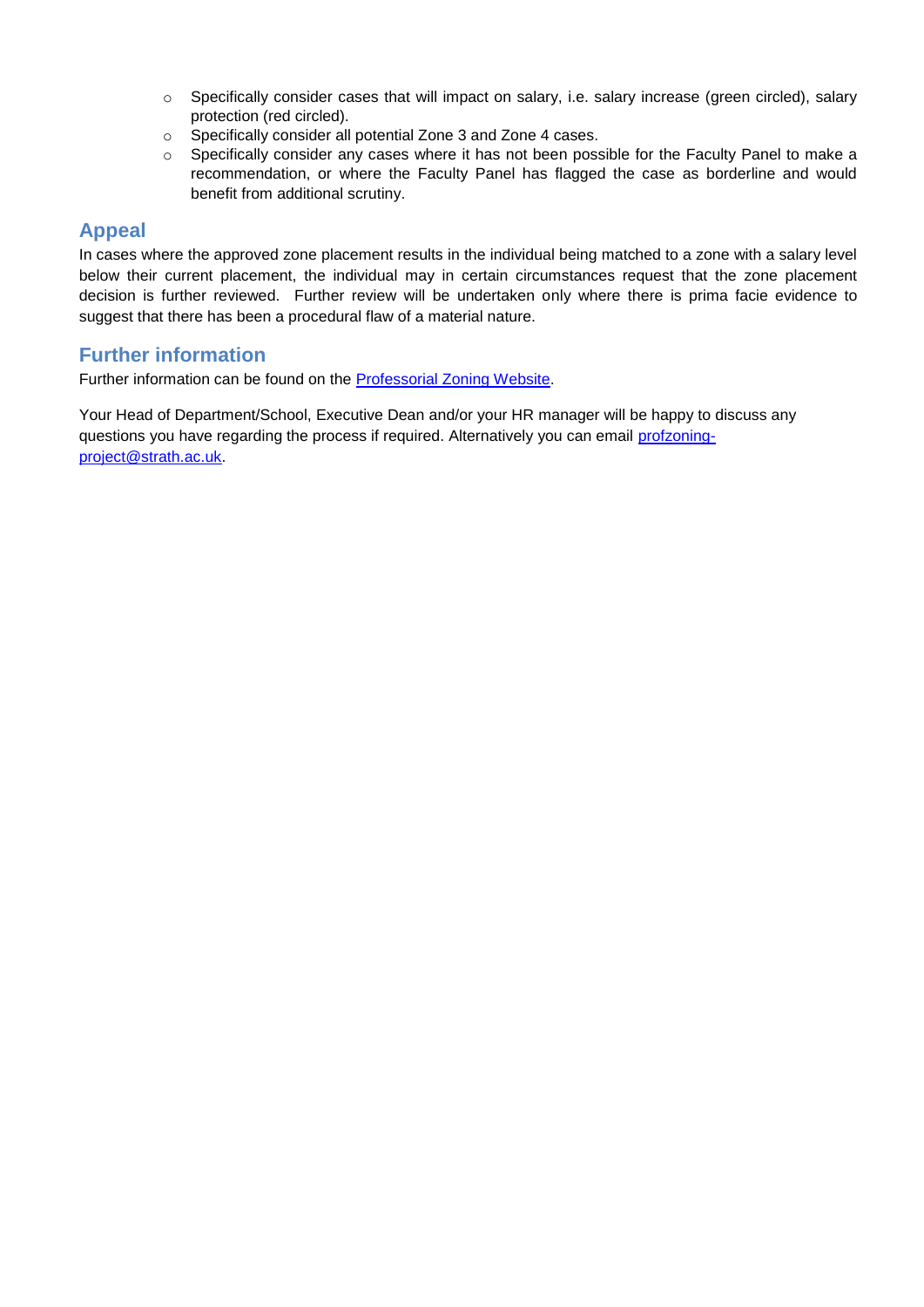- Specifically consider cases that will impact on salary, i.e. salary increase (green circled), salary protection (red circled).
- Specifically consider all potential Zone 3 and Zone 4 cases.
- Specifically consider any cases where it has not been possible for the Faculty Panel to make a recommendation, or where the Faculty Panel has flagged the case as borderline and would benefit from additional scrutiny.

## Appeal

In cases where the approved zone placement results in the individual being matched to a zone with a salary level below their current placement, the individual may in certain circumstances request that the zone placement decision is further reviewed. Further review will be undertaken only where there is prima facie evidence to suggest that there has been a procedural flaw of a material nature.

## Further information

Further information can be found on the Professorial Zoning Website.

Your Head of Department/School, Executive Dean and/or your HR manager will be happy to discuss any questions you have regarding the process if required. Alternatively you can email profzoning-project@strath.ac.uk.